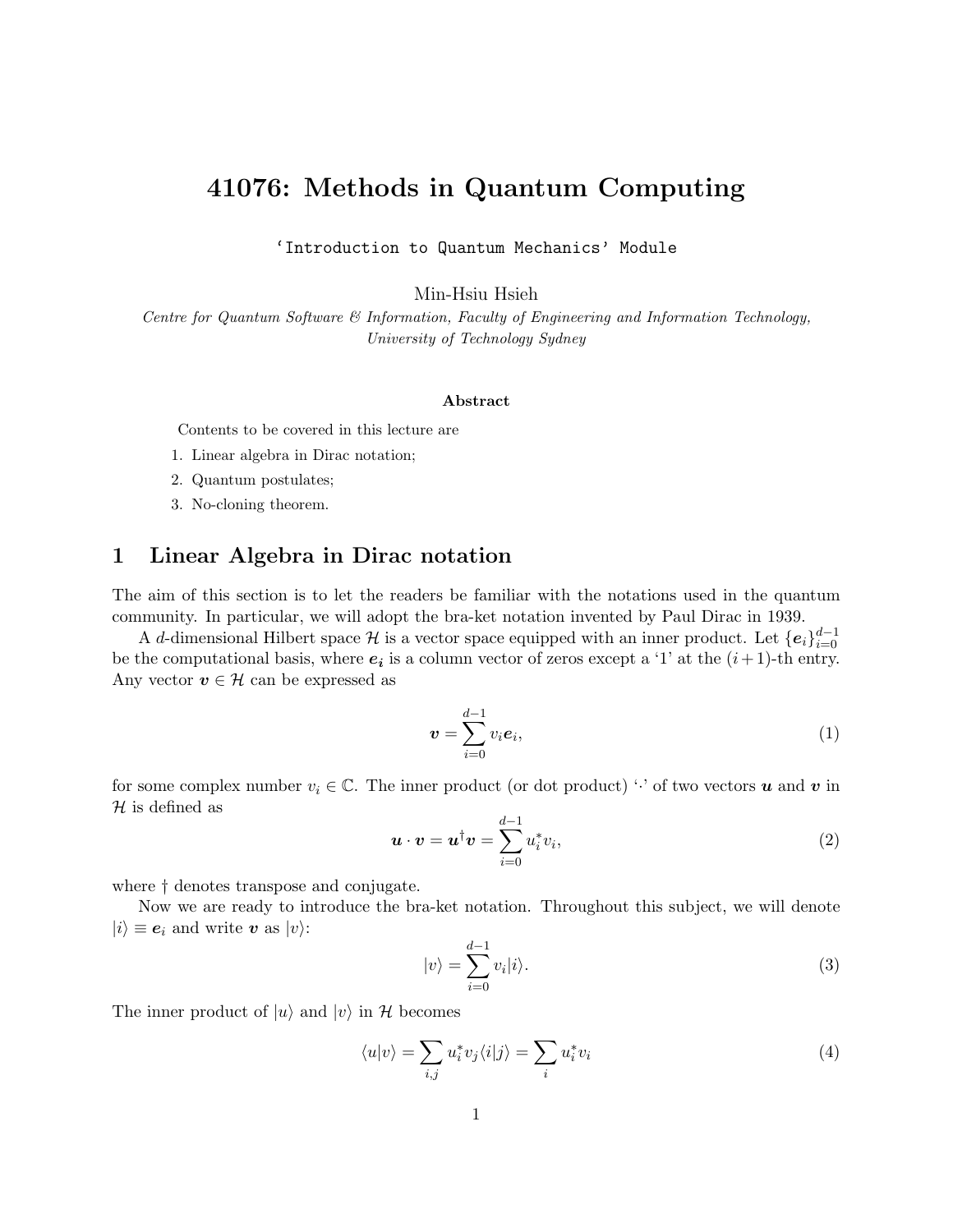# 41076: Methods in Quantum Computing

'Introduction to Quantum Mechanics' Module

Min-Hsiu Hsieh

*Centre for Quantum Software & Information, Faculty of Engineering and Information Technology, University of Technology Sydney*

**Abstract**

Contents to be covered in this lecture are

1. Linear algebra in Dirac notation;
2. Quantum postulates;
3. No-cloning theorem.

## 1 Linear Algebra in Dirac notation

The aim of this section is to let the readers be familiar with the notations used in the quantum community. In particular, we will adopt the bra-ket notation invented by Paul Dirac in 1939.

A $d$-dimensional Hilbert space $\mathcal{H}$ is a vector space equipped with an inner product. Let $\{\boldsymbol{e}_i\}_{i=0}^{d-1}$ be the computational basis, where $\boldsymbol{e_i}$ is a column vector of zeros except a '1' at the $(i+1)$-th entry. Any vector $\boldsymbol{v} \in \mathcal{H}$ can be expressed as

$$\boldsymbol{v} = \sum_{i=0}^{d-1} v_i \boldsymbol{e}_i, \tag{1}$$

for some complex number $v_i \in \mathbb{C}$. The inner product (or dot product) '$\cdot$' of two vectors $\boldsymbol{u}$ and $\boldsymbol{v}$ in $\mathcal{H}$ is defined as

$$\boldsymbol{u} \cdot \boldsymbol{v} = \boldsymbol{u}^\dagger \boldsymbol{v} = \sum_{i=0}^{d-1} u_i^* v_i, \tag{2}$$

where $\dagger$ denotes transpose and conjugate.

Now we are ready to introduce the bra-ket notation. Throughout this subject, we will denote $|i\rangle \equiv \boldsymbol{e}_i$ and write $\boldsymbol{v}$ as $|v\rangle$:

$$|v\rangle = \sum_{i=0}^{d-1} v_i |i\rangle. \tag{3}$$

The inner product of $|u\rangle$ and $|v\rangle$ in $\mathcal{H}$ becomes

$$\langle u|v\rangle = \sum_{i,j} u_i^* v_j \langle i|j\rangle = \sum_i u_i^* v_i \tag{4}$$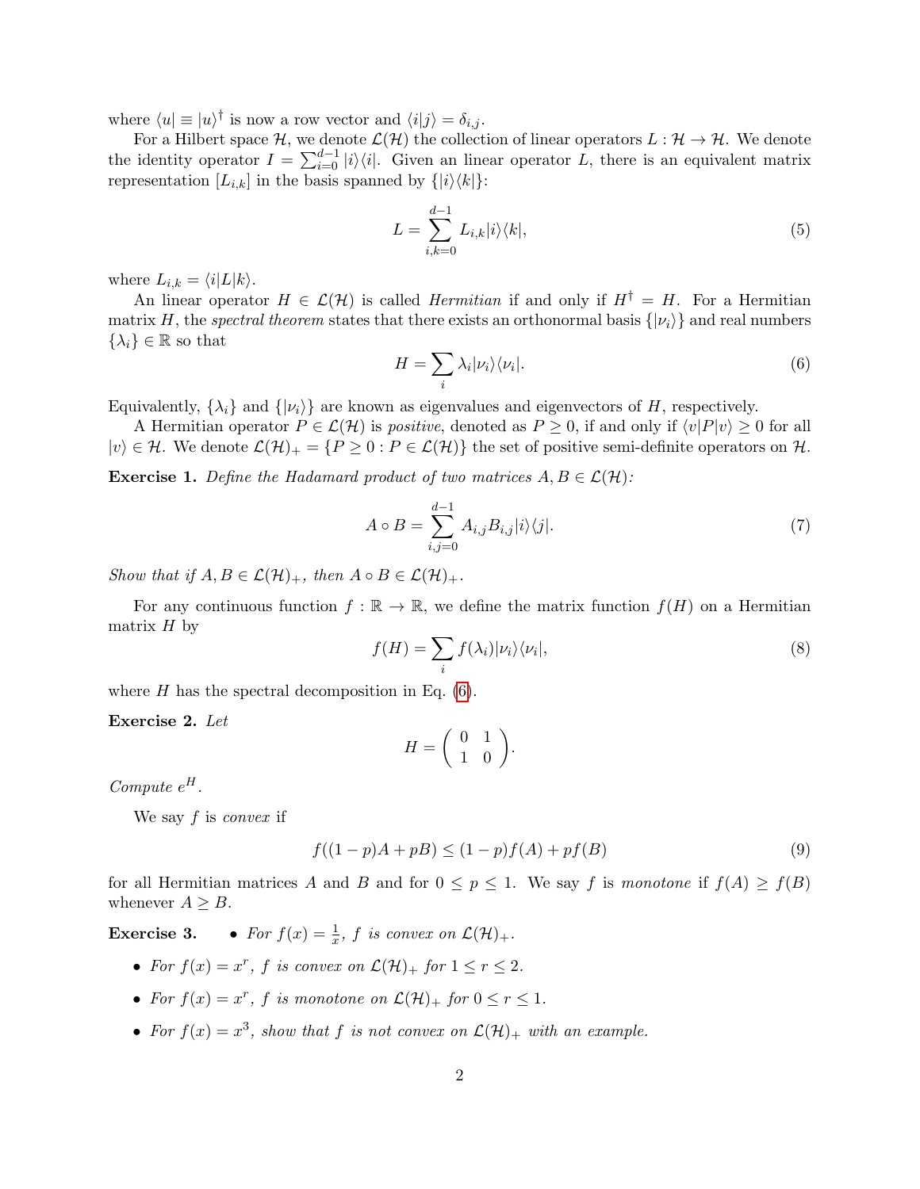where $\langle u| \equiv |u\rangle^\dagger$ is now a row vector and $\langle i|j\rangle = \delta_{i,j}$.

For a Hilbert space $\mathcal{H}$, we denote $\mathcal{L}(\mathcal{H})$ the collection of linear operators $L : \mathcal{H} \to \mathcal{H}$. We denote the identity operator $I = \sum_{i=0}^{d-1} |i\rangle\langle i|$. Given an linear operator $L$, there is an equivalent matrix representation $[L_{i,k}]$ in the basis spanned by $\{|i\rangle\langle k|\}$:

$$L = \sum_{i,k=0}^{d-1} L_{i,k} |i\rangle\langle k|, \tag{5}$$

where $L_{i,k} = \langle i|L|k\rangle$.

An linear operator $H \in \mathcal{L}(\mathcal{H})$ is called *Hermitian* if and only if $H^\dagger = H$. For a Hermitian matrix $H$, the *spectral theorem* states that there exists an orthonormal basis $\{|\nu_i\rangle\}$ and real numbers $\{\lambda_i\} \in \mathbb{R}$ so that

$$H = \sum_i \lambda_i |\nu_i\rangle\langle \nu_i|. \tag{6}$$

Equivalently, $\{\lambda_i\}$ and $\{|\nu_i\rangle\}$ are known as eigenvalues and eigenvectors of $H$, respectively.

A Hermitian operator $P \in \mathcal{L}(\mathcal{H})$ is *positive*, denoted as $P \geq 0$, if and only if $\langle v|P|v\rangle \geq 0$ for all $|v\rangle \in \mathcal{H}$. We denote $\mathcal{L}(\mathcal{H})_+ = \{P \geq 0 : P \in \mathcal{L}(\mathcal{H})\}$ the set of positive semi-definite operators on $\mathcal{H}$.

**Exercise 1.** *Define the Hadamard product of two matrices $A, B \in \mathcal{L}(\mathcal{H})$:*

$$A \circ B = \sum_{i,j=0}^{d-1} A_{i,j} B_{i,j} |i\rangle\langle j|. \tag{7}$$

*Show that if $A, B \in \mathcal{L}(\mathcal{H})_+$, then $A \circ B \in \mathcal{L}(\mathcal{H})_+$.*

For any continuous function $f : \mathbb{R} \to \mathbb{R}$, we define the matrix function $f(H)$ on a Hermitian matrix $H$ by

$$f(H) = \sum_i f(\lambda_i) |\nu_i\rangle\langle \nu_i|, \tag{8}$$

where $H$ has the spectral decomposition in Eq. (6).

**Exercise 2.** *Let*

$$H = \begin{pmatrix} 0 & 1 \\ 1 & 0 \end{pmatrix}.$$

*Compute $e^H$.*

We say $f$ is *convex* if

$$f((1-p)A + pB) \leq (1-p)f(A) + pf(B) \tag{9}$$

for all Hermitian matrices $A$ and $B$ and for $0 \leq p \leq 1$. We say $f$ is *monotone* if $f(A) \geq f(B)$ whenever $A \geq B$.

**Exercise 3.**

- *For $f(x) = \frac{1}{x}$, $f$ is convex on $\mathcal{L}(\mathcal{H})_+$.*
- *For $f(x) = x^r$, $f$ is convex on $\mathcal{L}(\mathcal{H})_+$ for $1 \leq r \leq 2$.*
- *For $f(x) = x^r$, $f$ is monotone on $\mathcal{L}(\mathcal{H})_+$ for $0 \leq r \leq 1$.*
- *For $f(x) = x^3$, show that $f$ is not convex on $\mathcal{L}(\mathcal{H})_+$ with an example.*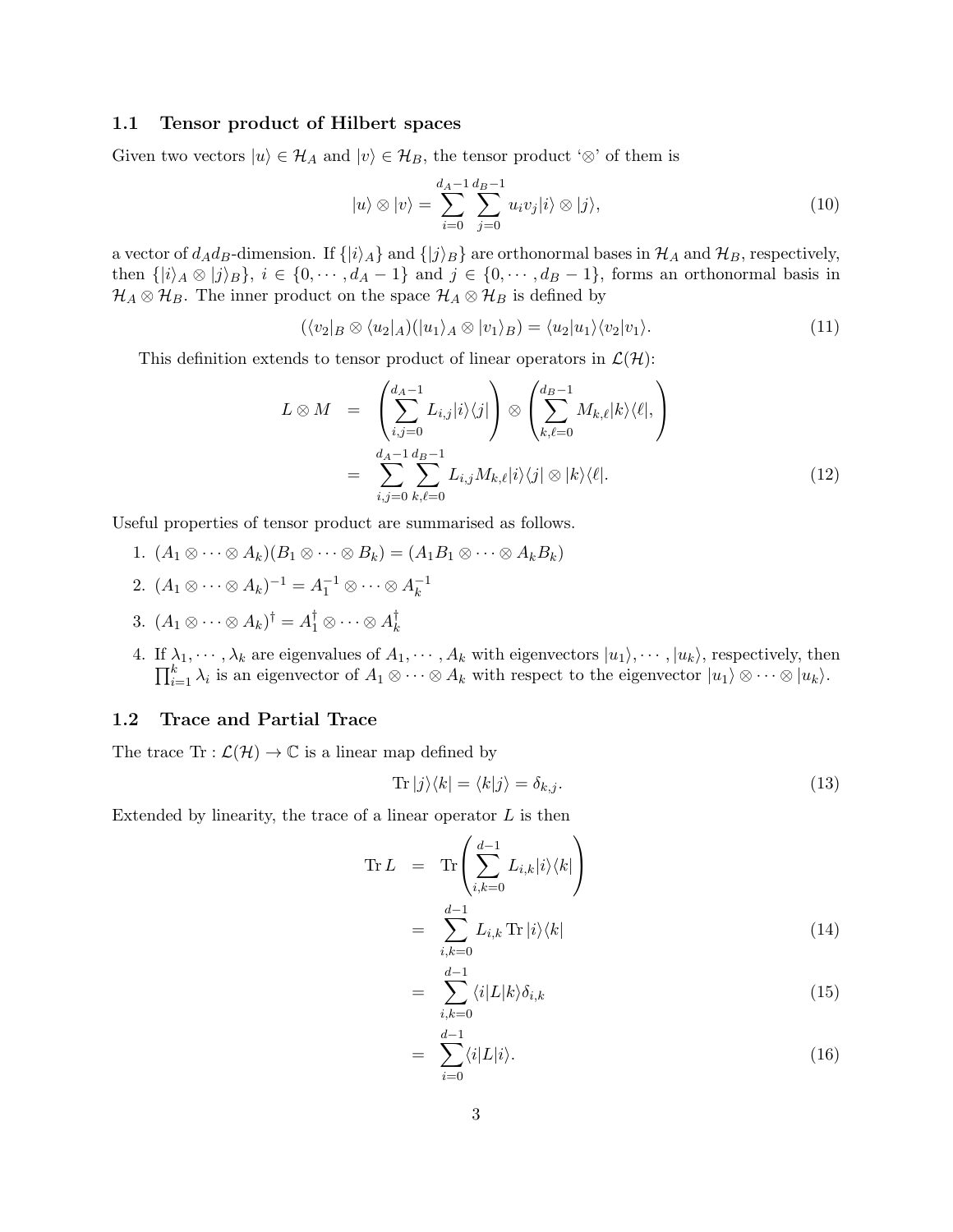### 1.1 Tensor product of Hilbert spaces

Given two vectors $|u\rangle \in \mathcal{H}_A$ and $|v\rangle \in \mathcal{H}_B$, the tensor product '$\otimes$' of them is

$$|u\rangle \otimes |v\rangle = \sum_{i=0}^{d_A-1} \sum_{j=0}^{d_B-1} u_i v_j |i\rangle \otimes |j\rangle, \tag{10}$$

a vector of $d_A d_B$-dimension. If $\{|i\rangle_A\}$ and $\{|j\rangle_B\}$ are orthonormal bases in $\mathcal{H}_A$ and $\mathcal{H}_B$, respectively, then $\{|i\rangle_A \otimes |j\rangle_B\}$, $i \in \{0, \cdots, d_A - 1\}$ and $j \in \{0, \cdots, d_B - 1\}$, forms an orthonormal basis in $\mathcal{H}_A \otimes \mathcal{H}_B$. The inner product on the space $\mathcal{H}_A \otimes \mathcal{H}_B$ is defined by

$$(\langle v_2|_B \otimes \langle u_2|_A)(|u_1\rangle_A \otimes |v_1\rangle_B) = \langle u_2|u_1\rangle\langle v_2|v_1\rangle. \tag{11}$$

This definition extends to tensor product of linear operators in $\mathcal{L}(\mathcal{H})$:

$$\begin{aligned} L \otimes M &= \left(\sum_{i,j=0}^{d_A-1} L_{i,j}|i\rangle\langle j|\right) \otimes \left(\sum_{k,\ell=0}^{d_B-1} M_{k,\ell}|k\rangle\langle \ell|,\right) \\ &= \sum_{i,j=0}^{d_A-1} \sum_{k,\ell=0}^{d_B-1} L_{i,j} M_{k,\ell} |i\rangle\langle j| \otimes |k\rangle\langle \ell|. \end{aligned} \tag{12}$$

Useful properties of tensor product are summarised as follows.

1. $(A_1 \otimes \cdots \otimes A_k)(B_1 \otimes \cdots \otimes B_k) = (A_1 B_1 \otimes \cdots \otimes A_k B_k)$
2. $(A_1 \otimes \cdots \otimes A_k)^{-1} = A_1^{-1} \otimes \cdots \otimes A_k^{-1}$
3. $(A_1 \otimes \cdots \otimes A_k)^\dagger = A_1^\dagger \otimes \cdots \otimes A_k^\dagger$
4. If $\lambda_1, \cdots, \lambda_k$ are eigenvalues of $A_1, \cdots, A_k$ with eigenvectors $|u_1\rangle, \cdots, |u_k\rangle$, respectively, then $\prod_{i=1}^k \lambda_i$ is an eigenvector of $A_1 \otimes \cdots \otimes A_k$ with respect to the eigenvector $|u_1\rangle \otimes \cdots \otimes |u_k\rangle$.

### 1.2 Trace and Partial Trace

The trace $\mathrm{Tr} : \mathcal{L}(\mathcal{H}) \to \mathbb{C}$ is a linear map defined by

$$\mathrm{Tr}\, |j\rangle\langle k| = \langle k|j\rangle = \delta_{k,j}. \tag{13}$$

Extended by linearity, the trace of a linear operator $L$ is then

$$\begin{aligned} \mathrm{Tr}\, L &= \mathrm{Tr}\left(\sum_{i,k=0}^{d-1} L_{i,k}|i\rangle\langle k|\right) \\ &= \sum_{i,k=0}^{d-1} L_{i,k}\, \mathrm{Tr}\, |i\rangle\langle k| \qquad (14) \\ &= \sum_{i,k=0}^{d-1} \langle i|L|k\rangle \delta_{i,k} \qquad (15) \\ &= \sum_{i=0}^{d-1} \langle i|L|i\rangle. \qquad (16) \end{aligned}$$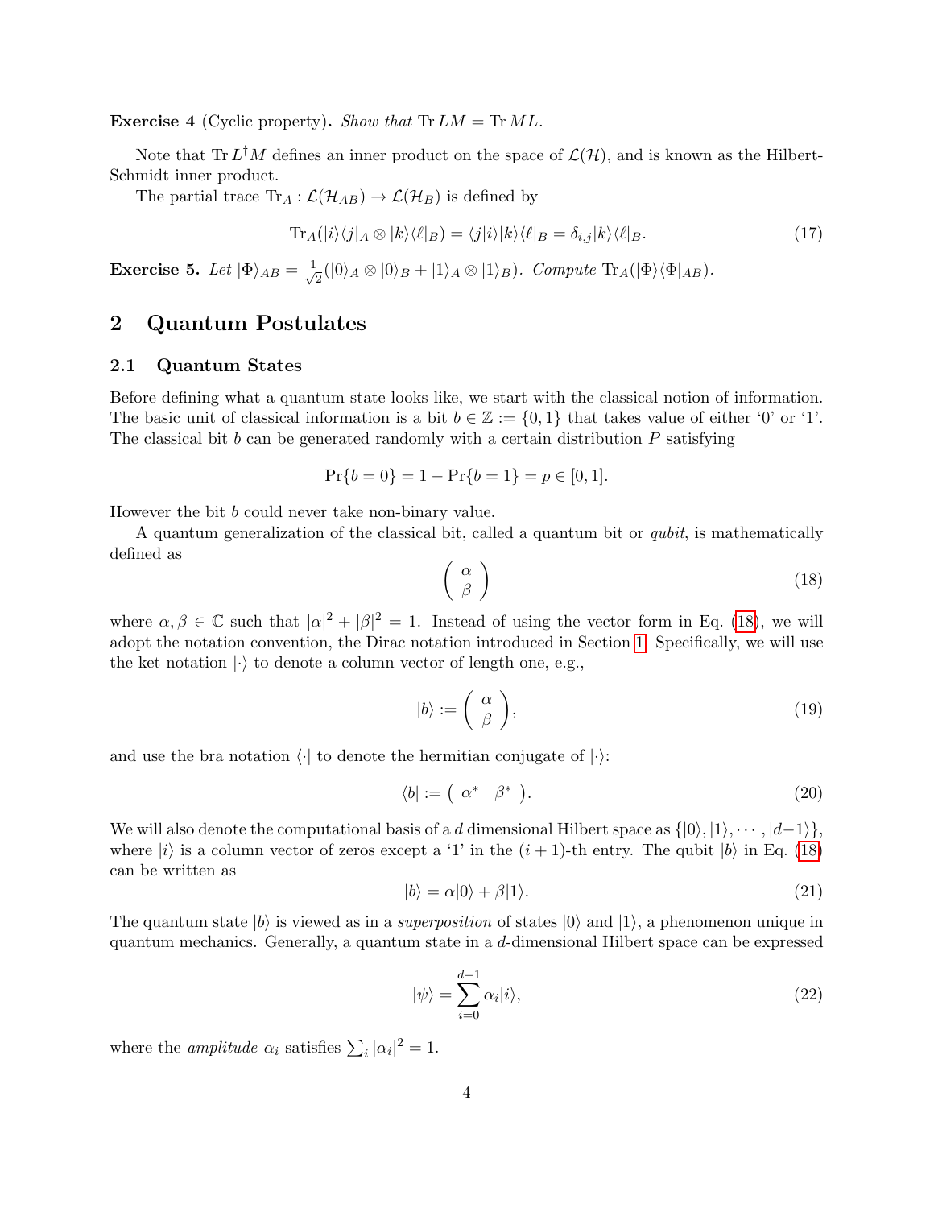**Exercise 4** (Cyclic property). *Show that* $\operatorname{Tr} LM = \operatorname{Tr} ML$.

Note that $\operatorname{Tr} L^\dagger M$ defines an inner product on the space of $\mathcal{L}(\mathcal{H})$, and is known as the Hilbert-Schmidt inner product.

The partial trace $\operatorname{Tr}_A : \mathcal{L}(\mathcal{H}_{AB}) \to \mathcal{L}(\mathcal{H}_B)$ is defined by

$$\operatorname{Tr}_A(|i\rangle\langle j|_A \otimes |k\rangle\langle \ell|_B) = \langle j|i\rangle |k\rangle\langle \ell|_B = \delta_{i,j}|k\rangle\langle \ell|_B. \tag{17}$$

**Exercise 5.** *Let* $|\Phi\rangle_{AB} = \frac{1}{\sqrt{2}}(|0\rangle_A \otimes |0\rangle_B + |1\rangle_A \otimes |1\rangle_B)$. *Compute* $\operatorname{Tr}_A(|\Phi\rangle\langle\Phi|_{AB})$.

## 2 Quantum Postulates

### 2.1 Quantum States

Before defining what a quantum state looks like, we start with the classical notion of information. The basic unit of classical information is a bit $b \in \mathbb{Z} := \{0, 1\}$ that takes value of either '0' or '1'. The classical bit $b$ can be generated randomly with a certain distribution $P$ satisfying

$$\Pr\{b = 0\} = 1 - \Pr\{b = 1\} = p \in [0, 1].$$

However the bit $b$ could never take non-binary value.

A quantum generalization of the classical bit, called a quantum bit or *qubit*, is mathematically defined as

$$\begin{pmatrix} \alpha \\ \beta \end{pmatrix} \tag{18}$$

where $\alpha, \beta \in \mathbb{C}$ such that $|\alpha|^2 + |\beta|^2 = 1$. Instead of using the vector form in Eq. (18), we will adopt the notation convention, the Dirac notation introduced in Section 1. Specifically, we will use the ket notation $|\cdot\rangle$ to denote a column vector of length one, e.g.,

$$|b\rangle := \begin{pmatrix} \alpha \\ \beta \end{pmatrix}, \tag{19}$$

and use the bra notation $\langle\cdot|$ to denote the hermitian conjugate of $|\cdot\rangle$:

$$\langle b| := \begin{pmatrix} \alpha^* & \beta^* \end{pmatrix}. \tag{20}$$

We will also denote the computational basis of a $d$ dimensional Hilbert space as $\{|0\rangle, |1\rangle, \cdots, |d-1\rangle\}$, where $|i\rangle$ is a column vector of zeros except a '1' in the $(i+1)$-th entry. The qubit $|b\rangle$ in Eq. (18) can be written as

$$|b\rangle = \alpha|0\rangle + \beta|1\rangle. \tag{21}$$

The quantum state $|b\rangle$ is viewed as in a *superposition* of states $|0\rangle$ and $|1\rangle$, a phenomenon unique in quantum mechanics. Generally, a quantum state in a $d$-dimensional Hilbert space can be expressed

$$|\psi\rangle = \sum_{i=0}^{d-1} \alpha_i |i\rangle, \tag{22}$$

where the *amplitude* $\alpha_i$ satisfies $\sum_i |\alpha_i|^2 = 1$.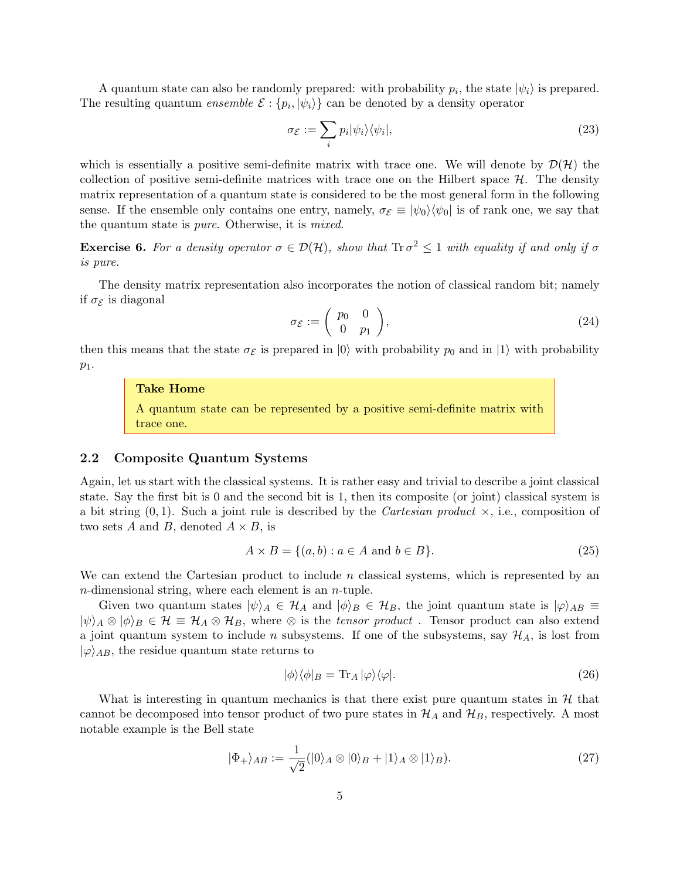A quantum state can also be randomly prepared: with probability $p_i$, the state $|\psi_i\rangle$ is prepared. The resulting quantum *ensemble* $\mathcal{E} : \{p_i, |\psi_i\rangle\}$ can be denoted by a density operator

$$\sigma_{\mathcal{E}} := \sum_i p_i |\psi_i\rangle\langle\psi_i|, \tag{23}$$

which is essentially a positive semi-definite matrix with trace one. We will denote by $\mathcal{D}(\mathcal{H})$ the collection of positive semi-definite matrices with trace one on the Hilbert space $\mathcal{H}$. The density matrix representation of a quantum state is considered to be the most general form in the following sense. If the ensemble only contains one entry, namely, $\sigma_{\mathcal{E}} \equiv |\psi_0\rangle\langle\psi_0|$ is of rank one, we say that the quantum state is *pure*. Otherwise, it is *mixed*.

**Exercise 6.** *For a density operator $\sigma \in \mathcal{D}(\mathcal{H})$, show that $\operatorname{Tr}\sigma^2 \leq 1$ with equality if and only if $\sigma$ is pure.*

The density matrix representation also incorporates the notion of classical random bit; namely if $\sigma_{\mathcal{E}}$ is diagonal

$$\sigma_{\mathcal{E}} := \begin{pmatrix} p_0 & 0 \\ 0 & p_1 \end{pmatrix}, \tag{24}$$

then this means that the state $\sigma_{\mathcal{E}}$ is prepared in $|0\rangle$ with probability $p_0$ and in $|1\rangle$ with probability $p_1$.

> **Take Home**
>
> A quantum state can be represented by a positive semi-definite matrix with trace one.

## 2.2 Composite Quantum Systems

Again, let us start with the classical systems. It is rather easy and trivial to describe a joint classical state. Say the first bit is 0 and the second bit is 1, then its composite (or joint) classical system is a bit string $(0, 1)$. Such a joint rule is described by the *Cartesian product* $\times$, i.e., composition of two sets $A$ and $B$, denoted $A \times B$, is

$$A \times B = \{(a, b) : a \in A \text{ and } b \in B\}. \tag{25}$$

We can extend the Cartesian product to include $n$ classical systems, which is represented by an $n$-dimensional string, where each element is an $n$-tuple.

Given two quantum states $|\psi\rangle_A \in \mathcal{H}_A$ and $|\phi\rangle_B \in \mathcal{H}_B$, the joint quantum state is $|\varphi\rangle_{AB} \equiv |\psi\rangle_A \otimes |\phi\rangle_B \in \mathcal{H} \equiv \mathcal{H}_A \otimes \mathcal{H}_B$, where $\otimes$ is the *tensor product*. Tensor product can also extend a joint quantum system to include $n$ subsystems. If one of the subsystems, say $\mathcal{H}_A$, is lost from $|\varphi\rangle_{AB}$, the residue quantum state returns to

$$|\phi\rangle\langle\phi|_B = \operatorname{Tr}_A |\varphi\rangle\langle\varphi|. \tag{26}$$

What is interesting in quantum mechanics is that there exist pure quantum states in $\mathcal{H}$ that cannot be decomposed into tensor product of two pure states in $\mathcal{H}_A$ and $\mathcal{H}_B$, respectively. A most notable example is the Bell state

$$|\Phi_+\rangle_{AB} := \frac{1}{\sqrt{2}}(|0\rangle_A \otimes |0\rangle_B + |1\rangle_A \otimes |1\rangle_B). \tag{27}$$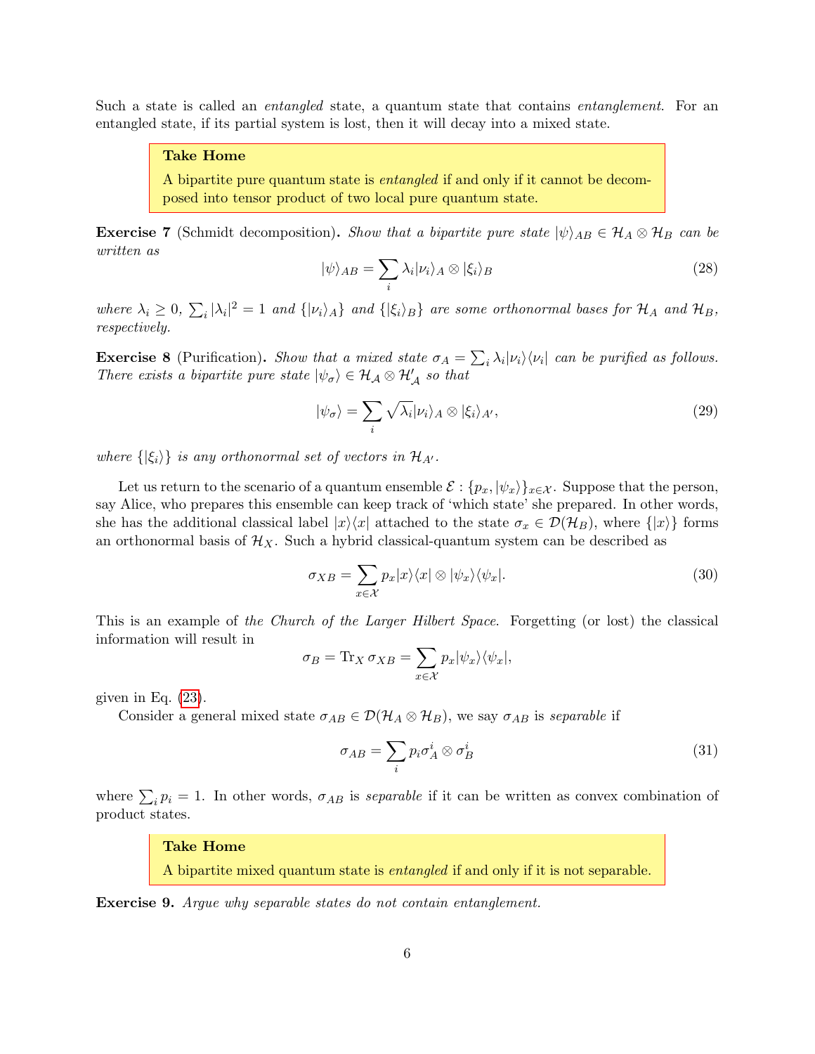Such a state is called an *entangled* state, a quantum state that contains *entanglement*. For an entangled state, if its partial system is lost, then it will decay into a mixed state.

> **Take Home**
>
> A bipartite pure quantum state is *entangled* if and only if it cannot be decomposed into tensor product of two local pure quantum state.

**Exercise 7** (Schmidt decomposition)**.** *Show that a bipartite pure state $|\psi\rangle_{AB} \in \mathcal{H}_A \otimes \mathcal{H}_B$ can be written as*

$$|\psi\rangle_{AB} = \sum_i \lambda_i |\nu_i\rangle_A \otimes |\xi_i\rangle_B \tag{28}$$

*where $\lambda_i \geq 0$, $\sum_i |\lambda_i|^2 = 1$ and $\{|\nu_i\rangle_A\}$ and $\{|\xi_i\rangle_B\}$ are some orthonormal bases for $\mathcal{H}_A$ and $\mathcal{H}_B$, respectively.*

**Exercise 8** (Purification)**.** *Show that a mixed state $\sigma_A = \sum_i \lambda_i |\nu_i\rangle\langle\nu_i|$ can be purified as follows. There exists a bipartite pure state $|\psi_\sigma\rangle \in \mathcal{H}_\mathcal{A} \otimes \mathcal{H}'_\mathcal{A}$ so that*

$$|\psi_\sigma\rangle = \sum_i \sqrt{\lambda_i} |\nu_i\rangle_A \otimes |\xi_i\rangle_{A'}, \tag{29}$$

*where $\{|\xi_i\rangle\}$ is any orthonormal set of vectors in $\mathcal{H}_{A'}$.*

Let us return to the scenario of a quantum ensemble $\mathcal{E} : \{p_x, |\psi_x\rangle\}_{x\in\mathcal{X}}$. Suppose that the person, say Alice, who prepares this ensemble can keep track of 'which state' she prepared. In other words, she has the additional classical label $|x\rangle\langle x|$ attached to the state $\sigma_x \in \mathcal{D}(\mathcal{H}_B)$, where $\{|x\rangle\}$ forms an orthonormal basis of $\mathcal{H}_X$. Such a hybrid classical-quantum system can be described as

$$\sigma_{XB} = \sum_{x\in\mathcal{X}} p_x |x\rangle\langle x| \otimes |\psi_x\rangle\langle\psi_x|. \tag{30}$$

This is an example of *the Church of the Larger Hilbert Space*. Forgetting (or lost) the classical information will result in

$$\sigma_B = \operatorname{Tr}_X \sigma_{XB} = \sum_{x\in\mathcal{X}} p_x |\psi_x\rangle\langle\psi_x|,$$

given in Eq. (23).

Consider a general mixed state $\sigma_{AB} \in \mathcal{D}(\mathcal{H}_A \otimes \mathcal{H}_B)$, we say $\sigma_{AB}$ is *separable* if

$$\sigma_{AB} = \sum_i p_i \sigma_A^i \otimes \sigma_B^i \tag{31}$$

where $\sum_i p_i = 1$. In other words, $\sigma_{AB}$ is *separable* if it can be written as convex combination of product states.

> **Take Home**
>
> A bipartite mixed quantum state is *entangled* if and only if it is not separable.

**Exercise 9.** *Argue why separable states do not contain entanglement.*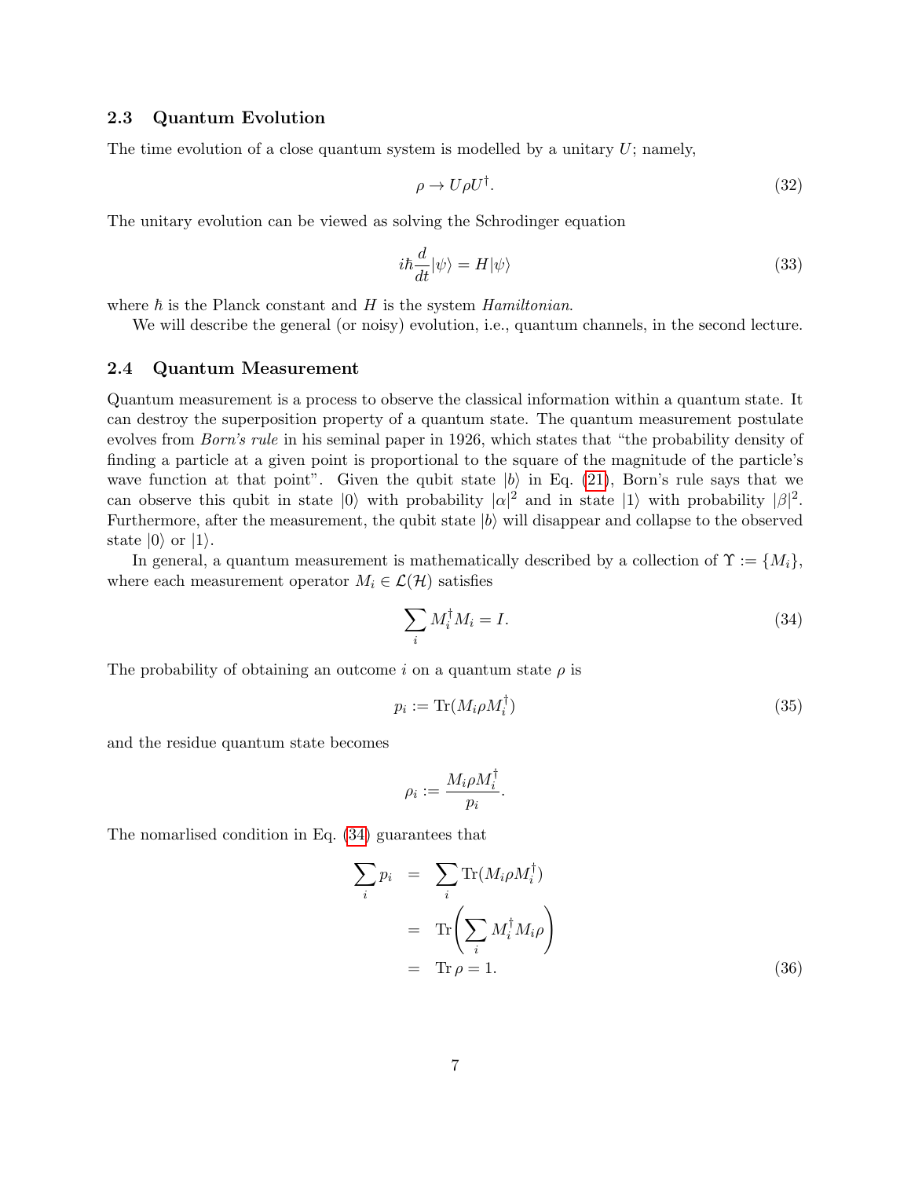### 2.3 Quantum Evolution

The time evolution of a close quantum system is modelled by a unitary $U$; namely,

$$\rho \to U\rho U^\dagger. \tag{32}$$

The unitary evolution can be viewed as solving the Schrodinger equation

$$i\hbar \frac{d}{dt}|\psi\rangle = H|\psi\rangle \tag{33}$$

where $\hbar$ is the Planck constant and $H$ is the system *Hamiltonian*.

We will describe the general (or noisy) evolution, i.e., quantum channels, in the second lecture.

### 2.4 Quantum Measurement

Quantum measurement is a process to observe the classical information within a quantum state. It can destroy the superposition property of a quantum state. The quantum measurement postulate evolves from *Born's rule* in his seminal paper in 1926, which states that "the probability density of finding a particle at a given point is proportional to the square of the magnitude of the particle's wave function at that point". Given the qubit state $|b\rangle$ in Eq. (21), Born's rule says that we can observe this qubit in state $|0\rangle$ with probability $|\alpha|^2$ and in state $|1\rangle$ with probability $|\beta|^2$. Furthermore, after the measurement, the qubit state $|b\rangle$ will disappear and collapse to the observed state $|0\rangle$ or $|1\rangle$.

In general, a quantum measurement is mathematically described by a collection of $\Upsilon := \{M_i\}$, where each measurement operator $M_i \in \mathcal{L}(\mathcal{H})$ satisfies

$$\sum_i M_i^\dagger M_i = I. \tag{34}$$

The probability of obtaining an outcome $i$ on a quantum state $\rho$ is

$$p_i := \operatorname{Tr}(M_i \rho M_i^\dagger) \tag{35}$$

and the residue quantum state becomes

$$\rho_i := \frac{M_i \rho M_i^\dagger}{p_i}.$$

The nomarlised condition in Eq. (34) guarantees that

$$\begin{aligned}
\sum_i p_i &= \sum_i \operatorname{Tr}(M_i \rho M_i^\dagger) \\
&= \operatorname{Tr}\left(\sum_i M_i^\dagger M_i \rho\right) \\
&= \operatorname{Tr}\rho = 1.
\end{aligned} \tag{36}$$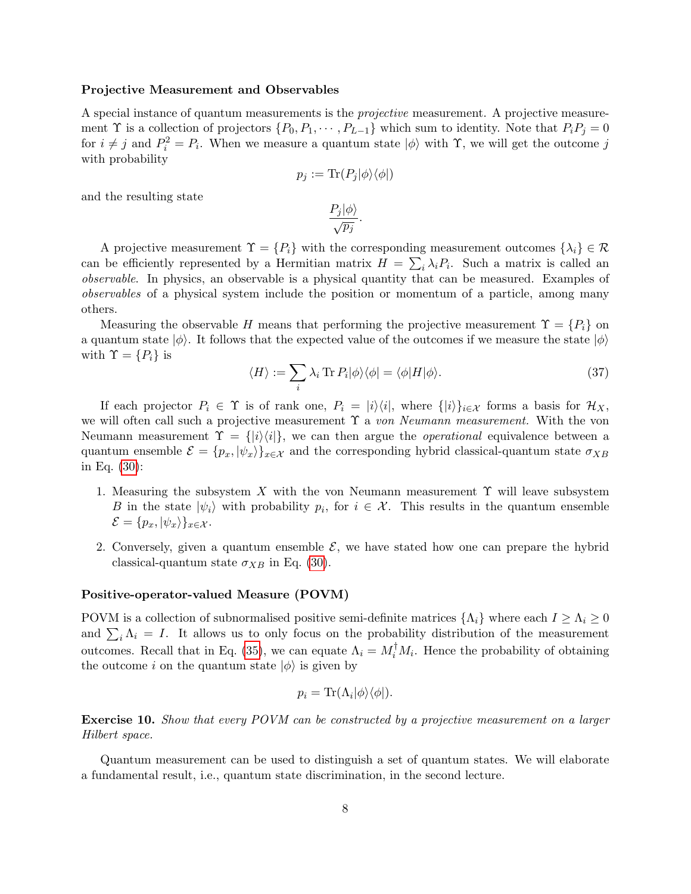### Projective Measurement and Observables

A special instance of quantum measurements is the *projective* measurement. A projective measurement $\Upsilon$ is a collection of projectors $\{P_0, P_1, \cdots, P_{L-1}\}$ which sum to identity. Note that $P_i P_j = 0$ for $i \neq j$ and $P_i^2 = P_i$. When we measure a quantum state $|\phi\rangle$ with $\Upsilon$, we will get the outcome $j$ with probability

$$p_j := \mathrm{Tr}(P_j |\phi\rangle\langle\phi|)$$

and the resulting state

$$\frac{P_j|\phi\rangle}{\sqrt{p_j}}.$$

A projective measurement $\Upsilon = \{P_i\}$ with the corresponding measurement outcomes $\{\lambda_i\} \in \mathcal{R}$ can be efficiently represented by a Hermitian matrix $H = \sum_i \lambda_i P_i$. Such a matrix is called an *observable*. In physics, an observable is a physical quantity that can be measured. Examples of *observables* of a physical system include the position or momentum of a particle, among many others.

Measuring the observable $H$ means that performing the projective measurement $\Upsilon = \{P_i\}$ on a quantum state $|\phi\rangle$. It follows that the expected value of the outcomes if we measure the state $|\phi\rangle$ with $\Upsilon = \{P_i\}$ is

$$\langle H \rangle := \sum_i \lambda_i \,\mathrm{Tr}\, P_i |\phi\rangle\langle\phi| = \langle\phi|H|\phi\rangle. \tag{37}$$

If each projector $P_i \in \Upsilon$ is of rank one, $P_i = |i\rangle\langle i|$, where $\{|i\rangle\}_{i\in\mathcal{X}}$ forms a basis for $\mathcal{H}_X$, we will often call such a projective measurement $\Upsilon$ a *von Neumann measurement.* With the von Neumann measurement $\Upsilon = \{|i\rangle\langle i|\}$, we can then argue the *operational* equivalence between a quantum ensemble $\mathcal{E} = \{p_x, |\psi_x\rangle\}_{x\in\mathcal{X}}$ and the corresponding hybrid classical-quantum state $\sigma_{XB}$ in Eq. (30):

1. Measuring the subsystem $X$ with the von Neumann measurement $\Upsilon$ will leave subsystem $B$ in the state $|\psi_i\rangle$ with probability $p_i$, for $i \in \mathcal{X}$. This results in the quantum ensemble $\mathcal{E} = \{p_x, |\psi_x\rangle\}_{x\in\mathcal{X}}$.
2. Conversely, given a quantum ensemble $\mathcal{E}$, we have stated how one can prepare the hybrid classical-quantum state $\sigma_{XB}$ in Eq. (30).

### Positive-operator-valued Measure (POVM)

POVM is a collection of subnormalised positive semi-definite matrices $\{\Lambda_i\}$ where each $I \geq \Lambda_i \geq 0$ and $\sum_i \Lambda_i = I$. It allows us to only focus on the probability distribution of the measurement outcomes. Recall that in Eq. (35), we can equate $\Lambda_i = M_i^\dagger M_i$. Hence the probability of obtaining the outcome $i$ on the quantum state $|\phi\rangle$ is given by

$$p_i = \mathrm{Tr}(\Lambda_i |\phi\rangle\langle\phi|).$$

**Exercise 10.** *Show that every POVM can be constructed by a projective measurement on a larger Hilbert space.*

Quantum measurement can be used to distinguish a set of quantum states. We will elaborate a fundamental result, i.e., quantum state discrimination, in the second lecture.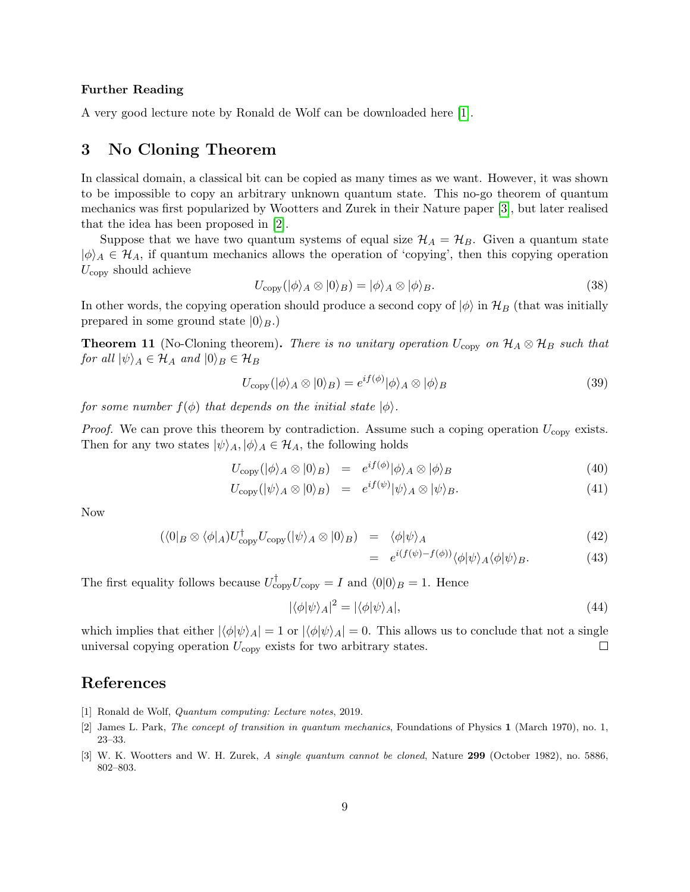**Further Reading**

A very good lecture note by Ronald de Wolf can be downloaded here [1].

## 3 No Cloning Theorem

In classical domain, a classical bit can be copied as many times as we want. However, it was shown to be impossible to copy an arbitrary unknown quantum state. This no-go theorem of quantum mechanics was first popularized by Wootters and Zurek in their Nature paper [3], but later realised that the idea has been proposed in [2].

Suppose that we have two quantum systems of equal size $\mathcal{H}_A = \mathcal{H}_B$. Given a quantum state $|\phi\rangle_A \in \mathcal{H}_A$, if quantum mechanics allows the operation of 'copying', then this copying operation $U_{\text{copy}}$ should achieve

$$U_{\text{copy}}(|\phi\rangle_A \otimes |0\rangle_B) = |\phi\rangle_A \otimes |\phi\rangle_B. \tag{38}$$

In other words, the copying operation should produce a second copy of $|\phi\rangle$ in $\mathcal{H}_B$ (that was initially prepared in some ground state $|0\rangle_B$.)

**Theorem 11** (No-Cloning theorem)**.** *There is no unitary operation $U_{\text{copy}}$ on $\mathcal{H}_A \otimes \mathcal{H}_B$ such that for all $|\psi\rangle_A \in \mathcal{H}_A$ and $|0\rangle_B \in \mathcal{H}_B$*

$$U_{\text{copy}}(|\phi\rangle_A \otimes |0\rangle_B) = e^{if(\phi)}|\phi\rangle_A \otimes |\phi\rangle_B \tag{39}$$

*for some number $f(\phi)$ that depends on the initial state $|\phi\rangle$.*

*Proof.* We can prove this theorem by contradiction. Assume such a coping operation $U_{\text{copy}}$ exists. Then for any two states $|\psi\rangle_A, |\phi\rangle_A \in \mathcal{H}_A$, the following holds

$$U_{\text{copy}}(|\phi\rangle_A \otimes |0\rangle_B) = e^{if(\phi)}|\phi\rangle_A \otimes |\phi\rangle_B \tag{40}$$

$$U_{\text{copy}}(|\psi\rangle_A \otimes |0\rangle_B) = e^{if(\psi)}|\psi\rangle_A \otimes |\psi\rangle_B. \tag{41}$$

Now

$$(\langle 0|_B \otimes \langle \phi|_A)U_{\text{copy}}^\dagger U_{\text{copy}}(|\psi\rangle_A \otimes |0\rangle_B) = \langle \phi|\psi\rangle_A \tag{42}$$

$$= e^{i(f(\psi)-f(\phi))}\langle \phi|\psi\rangle_A \langle \phi|\psi\rangle_B. \tag{43}$$

The first equality follows because $U_{\text{copy}}^\dagger U_{\text{copy}} = I$ and $\langle 0|0\rangle_B = 1$. Hence

$$|\langle \phi|\psi\rangle_A|^2 = |\langle \phi|\psi\rangle_A|, \tag{44}$$

which implies that either $|\langle \phi|\psi\rangle_A| = 1$ or $|\langle \phi|\psi\rangle_A| = 0$. This allows us to conclude that not a single universal copying operation $U_{\text{copy}}$ exists for two arbitrary states. $\square$

## References

[1] Ronald de Wolf, *Quantum computing: Lecture notes*, 2019.

[2] James L. Park, *The concept of transition in quantum mechanics*, Foundations of Physics **1** (March 1970), no. 1, 23–33.

[3] W. K. Wootters and W. H. Zurek, *A single quantum cannot be cloned*, Nature **299** (October 1982), no. 5886, 802–803.